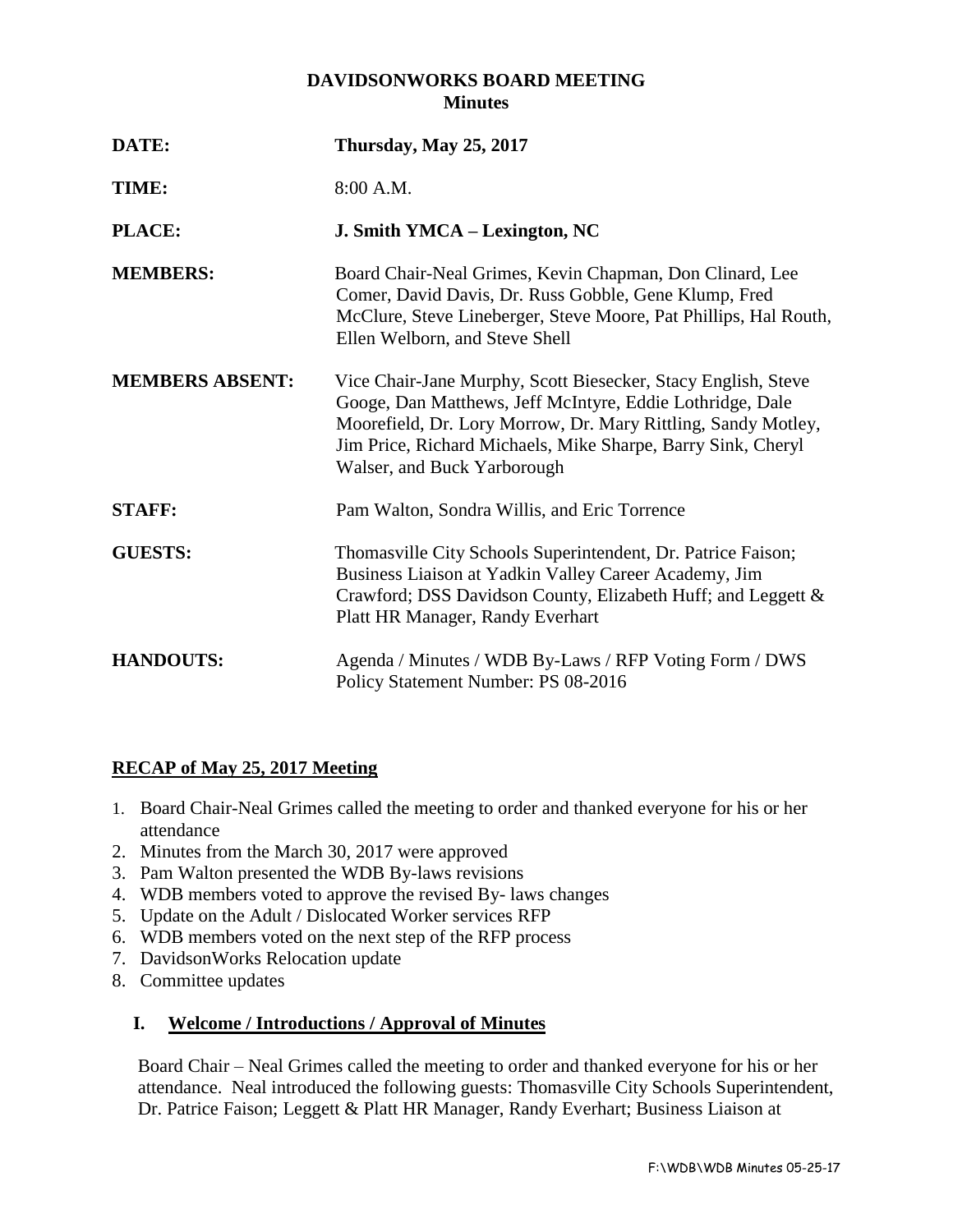# DAVIDSONWORKS BOARD MEETING
## Minutes

**DATE:** **Thursday, May 25, 2017**

**TIME:** 8:00 A.M.

**PLACE:** **J. Smith YMCA – Lexington, NC**

**MEMBERS:** Board Chair-Neal Grimes, Kevin Chapman, Don Clinard, Lee Comer, David Davis, Dr. Russ Gobble, Gene Klump, Fred McClure, Steve Lineberger, Steve Moore, Pat Phillips, Hal Routh, Ellen Welborn, and Steve Shell

**MEMBERS ABSENT:** Vice Chair-Jane Murphy, Scott Biesecker, Stacy English, Steve Googe, Dan Matthews, Jeff McIntyre, Eddie Lothridge, Dale Moorefield, Dr. Lory Morrow, Dr. Mary Rittling, Sandy Motley, Jim Price, Richard Michaels, Mike Sharpe, Barry Sink, Cheryl Walser, and Buck Yarborough

**STAFF:** Pam Walton, Sondra Willis, and Eric Torrence

**GUESTS:** Thomasville City Schools Superintendent, Dr. Patrice Faison; Business Liaison at Yadkin Valley Career Academy, Jim Crawford; DSS Davidson County, Elizabeth Huff; and Leggett & Platt HR Manager, Randy Everhart

**HANDOUTS:** Agenda / Minutes / WDB By-Laws / RFP Voting Form / DWS Policy Statement Number: PS 08-2016

## RECAP of May 25, 2017 Meeting

1. Board Chair-Neal Grimes called the meeting to order and thanked everyone for his or her attendance
2. Minutes from the March 30, 2017 were approved
3. Pam Walton presented the WDB By-laws revisions
4. WDB members voted to approve the revised By- laws changes
5. Update on the Adult / Dislocated Worker services RFP
6. WDB members voted on the next step of the RFP process
7. DavidsonWorks Relocation update
8. Committee updates

### I. Welcome / Introductions / Approval of Minutes

Board Chair – Neal Grimes called the meeting to order and thanked everyone for his or her attendance. Neal introduced the following guests: Thomasville City Schools Superintendent, Dr. Patrice Faison; Leggett & Platt HR Manager, Randy Everhart; Business Liaison at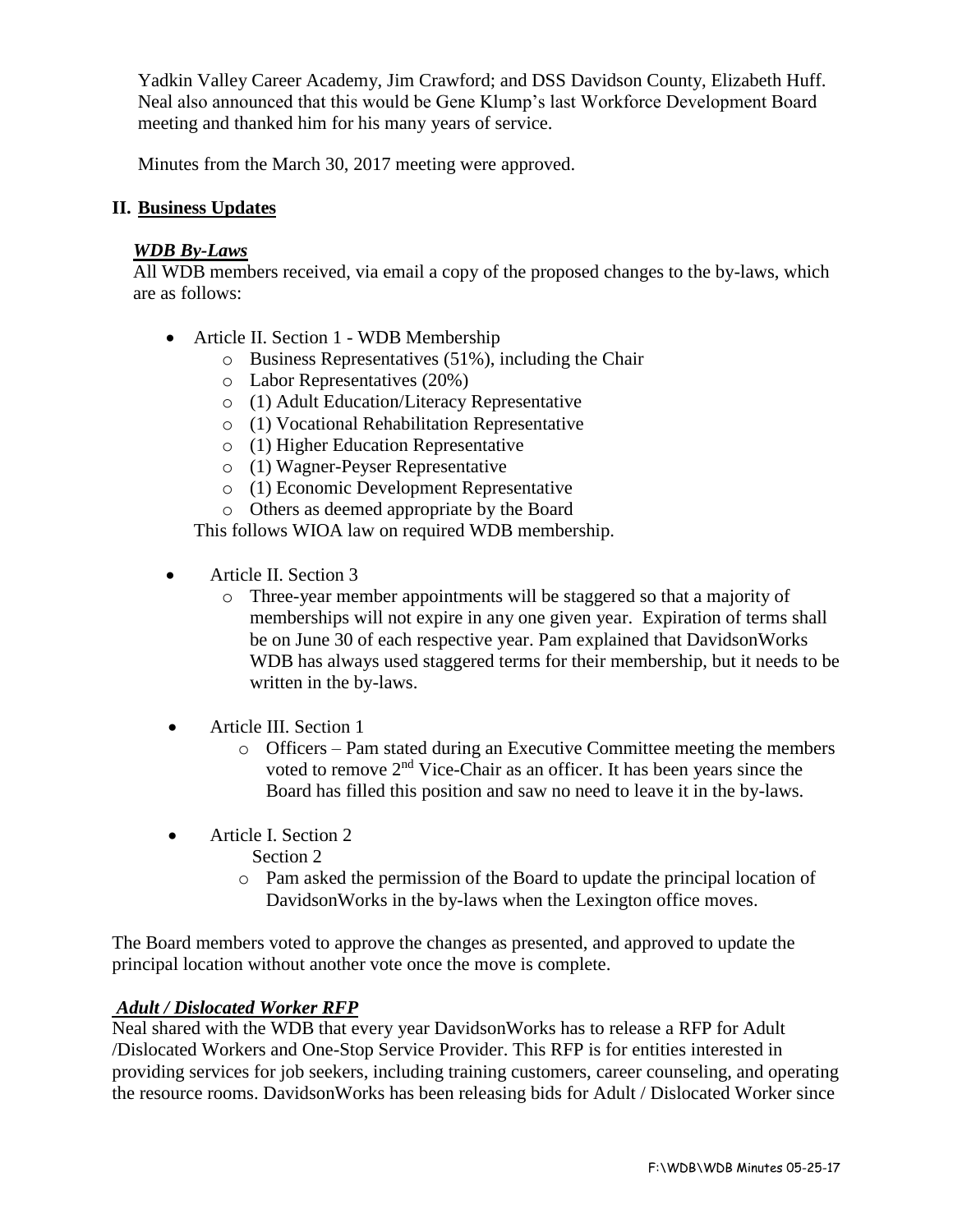Yadkin Valley Career Academy, Jim Crawford; and DSS Davidson County, Elizabeth Huff. Neal also announced that this would be Gene Klump's last Workforce Development Board meeting and thanked him for his many years of service.

Minutes from the March 30, 2017 meeting were approved.

## II. Business Updates

### *WDB By-Laws*

All WDB members received, via email a copy of the proposed changes to the by-laws, which are as follows:

- Article II. Section 1 - WDB Membership
  - Business Representatives (51%), including the Chair
  - Labor Representatives (20%)
  - (1) Adult Education/Literacy Representative
  - (1) Vocational Rehabilitation Representative
  - (1) Higher Education Representative
  - (1) Wagner-Peyser Representative
  - (1) Economic Development Representative
  - Others as deemed appropriate by the Board

  This follows WIOA law on required WDB membership.

- Article II. Section 3
  - Three-year member appointments will be staggered so that a majority of memberships will not expire in any one given year. Expiration of terms shall be on June 30 of each respective year. Pam explained that DavidsonWorks WDB has always used staggered terms for their membership, but it needs to be written in the by-laws.

- Article III. Section 1
  - Officers – Pam stated during an Executive Committee meeting the members voted to remove 2nd Vice-Chair as an officer. It has been years since the Board has filled this position and saw no need to leave it in the by-laws.

- Article I. Section 2

  Section 2
  - Pam asked the permission of the Board to update the principal location of DavidsonWorks in the by-laws when the Lexington office moves.

The Board members voted to approve the changes as presented, and approved to update the principal location without another vote once the move is complete.

### *Adult / Dislocated Worker RFP*

Neal shared with the WDB that every year DavidsonWorks has to release a RFP for Adult /Dislocated Workers and One-Stop Service Provider. This RFP is for entities interested in providing services for job seekers, including training customers, career counseling, and operating the resource rooms. DavidsonWorks has been releasing bids for Adult / Dislocated Worker since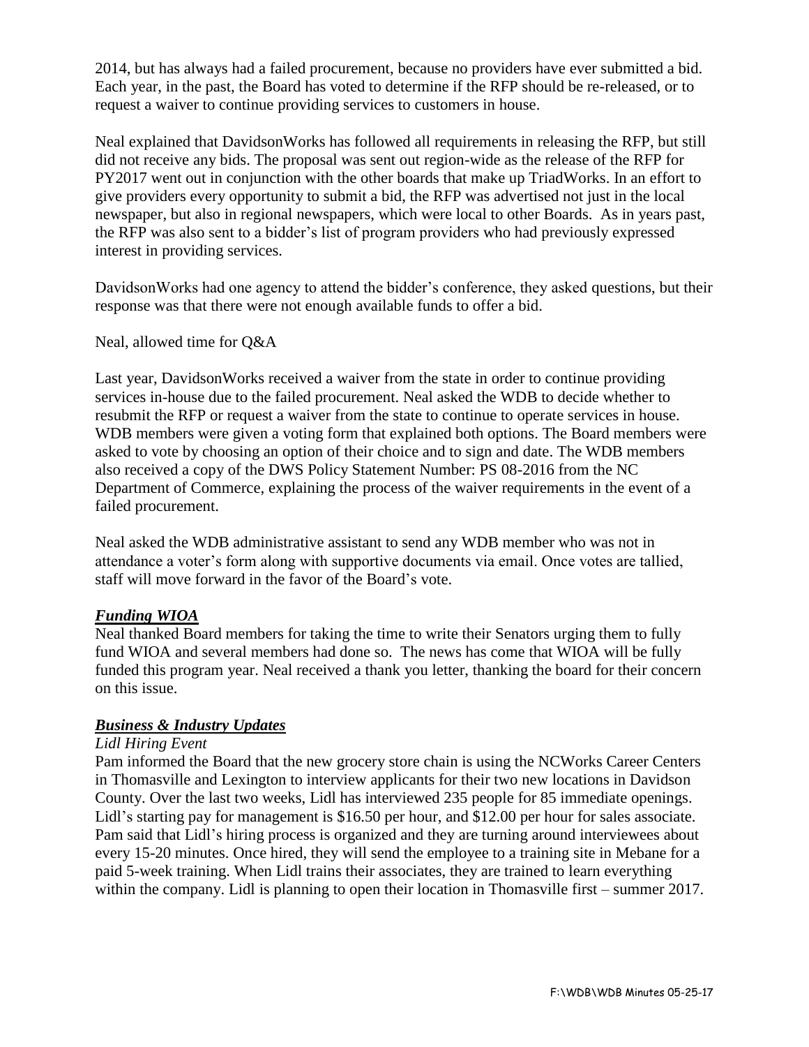2014, but has always had a failed procurement, because no providers have ever submitted a bid. Each year, in the past, the Board has voted to determine if the RFP should be re-released, or to request a waiver to continue providing services to customers in house.

Neal explained that DavidsonWorks has followed all requirements in releasing the RFP, but still did not receive any bids. The proposal was sent out region-wide as the release of the RFP for PY2017 went out in conjunction with the other boards that make up TriadWorks. In an effort to give providers every opportunity to submit a bid, the RFP was advertised not just in the local newspaper, but also in regional newspapers, which were local to other Boards. As in years past, the RFP was also sent to a bidder's list of program providers who had previously expressed interest in providing services.

DavidsonWorks had one agency to attend the bidder's conference, they asked questions, but their response was that there were not enough available funds to offer a bid.

Neal, allowed time for Q&A

Last year, DavidsonWorks received a waiver from the state in order to continue providing services in-house due to the failed procurement. Neal asked the WDB to decide whether to resubmit the RFP or request a waiver from the state to continue to operate services in house. WDB members were given a voting form that explained both options. The Board members were asked to vote by choosing an option of their choice and to sign and date. The WDB members also received a copy of the DWS Policy Statement Number: PS 08-2016 from the NC Department of Commerce, explaining the process of the waiver requirements in the event of a failed procurement.

Neal asked the WDB administrative assistant to send any WDB member who was not in attendance a voter's form along with supportive documents via email. Once votes are tallied, staff will move forward in the favor of the Board's vote.

***Funding WIOA***

Neal thanked Board members for taking the time to write their Senators urging them to fully fund WIOA and several members had done so. The news has come that WIOA will be fully funded this program year. Neal received a thank you letter, thanking the board for their concern on this issue.

***Business & Industry Updates***

*Lidl Hiring Event*

Pam informed the Board that the new grocery store chain is using the NCWorks Career Centers in Thomasville and Lexington to interview applicants for their two new locations in Davidson County. Over the last two weeks, Lidl has interviewed 235 people for 85 immediate openings. Lidl's starting pay for management is $16.50 per hour, and $12.00 per hour for sales associate. Pam said that Lidl's hiring process is organized and they are turning around interviewees about every 15-20 minutes. Once hired, they will send the employee to a training site in Mebane for a paid 5-week training. When Lidl trains their associates, they are trained to learn everything within the company. Lidl is planning to open their location in Thomasville first – summer 2017.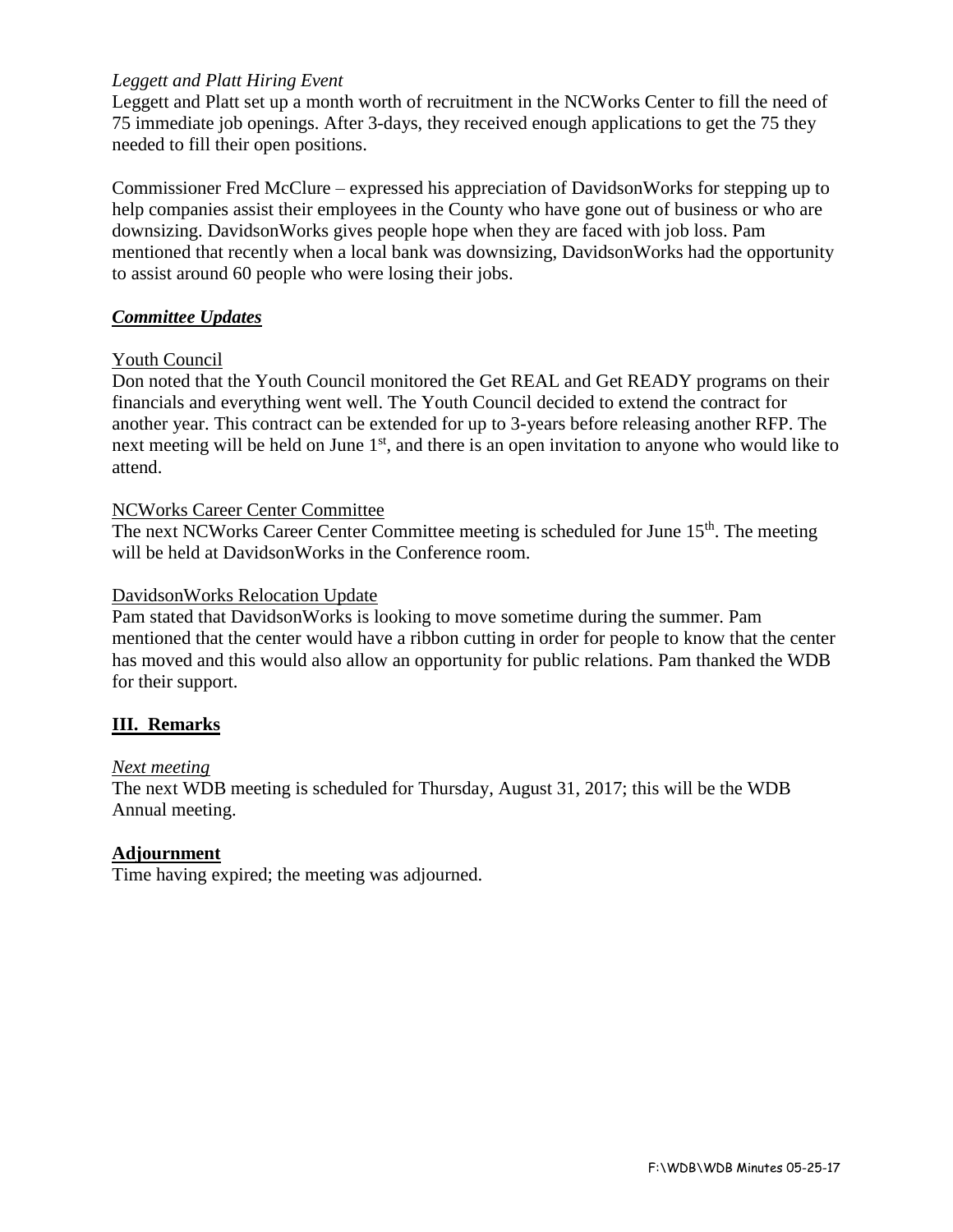*Leggett and Platt Hiring Event*

Leggett and Platt set up a month worth of recruitment in the NCWorks Center to fill the need of 75 immediate job openings. After 3-days, they received enough applications to get the 75 they needed to fill their open positions.

Commissioner Fred McClure – expressed his appreciation of DavidsonWorks for stepping up to help companies assist their employees in the County who have gone out of business or who are downsizing. DavidsonWorks gives people hope when they are faced with job loss. Pam mentioned that recently when a local bank was downsizing, DavidsonWorks had the opportunity to assist around 60 people who were losing their jobs.

***Committee Updates***

Youth Council

Don noted that the Youth Council monitored the Get REAL and Get READY programs on their financials and everything went well. The Youth Council decided to extend the contract for another year. This contract can be extended for up to 3-years before releasing another RFP. The next meeting will be held on June 1st, and there is an open invitation to anyone who would like to attend.

NCWorks Career Center Committee

The next NCWorks Career Center Committee meeting is scheduled for June 15th. The meeting will be held at DavidsonWorks in the Conference room.

DavidsonWorks Relocation Update

Pam stated that DavidsonWorks is looking to move sometime during the summer. Pam mentioned that the center would have a ribbon cutting in order for people to know that the center has moved and this would also allow an opportunity for public relations. Pam thanked the WDB for their support.

## III. Remarks

*Next meeting*

The next WDB meeting is scheduled for Thursday, August 31, 2017; this will be the WDB Annual meeting.

**Adjournment**

Time having expired; the meeting was adjourned.